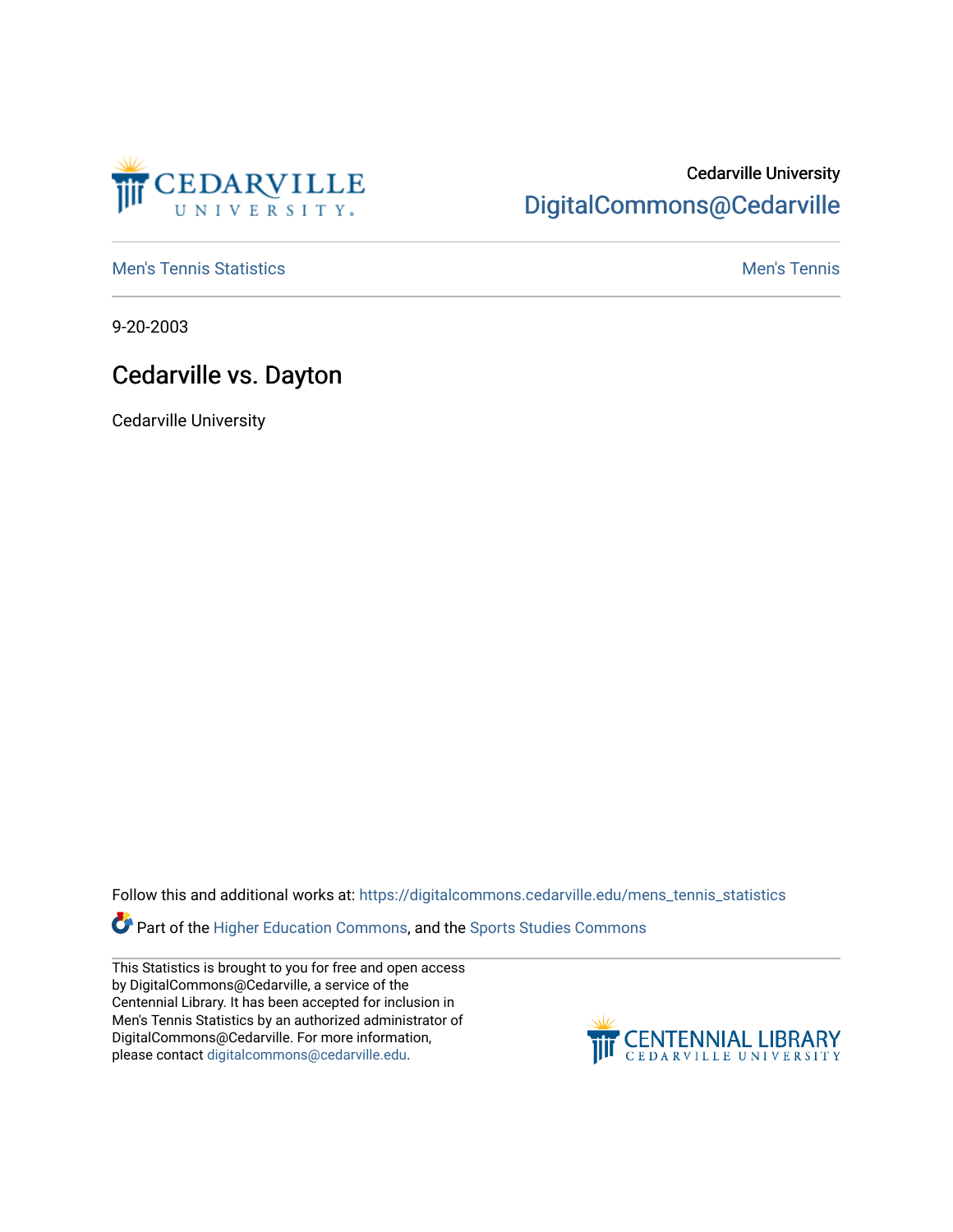Cedarville University
DigitalCommons@Cedarville

Men's Tennis Statistics | Men's Tennis

9-20-2003

# Cedarville vs. Dayton

Cedarville University

Follow this and additional works at: https://digitalcommons.cedarville.edu/mens_tennis_statistics

Part of the Higher Education Commons, and the Sports Studies Commons

This Statistics is brought to you for free and open access by DigitalCommons@Cedarville, a service of the Centennial Library. It has been accepted for inclusion in Men's Tennis Statistics by an authorized administrator of DigitalCommons@Cedarville. For more information, please contact digitalcommons@cedarville.edu.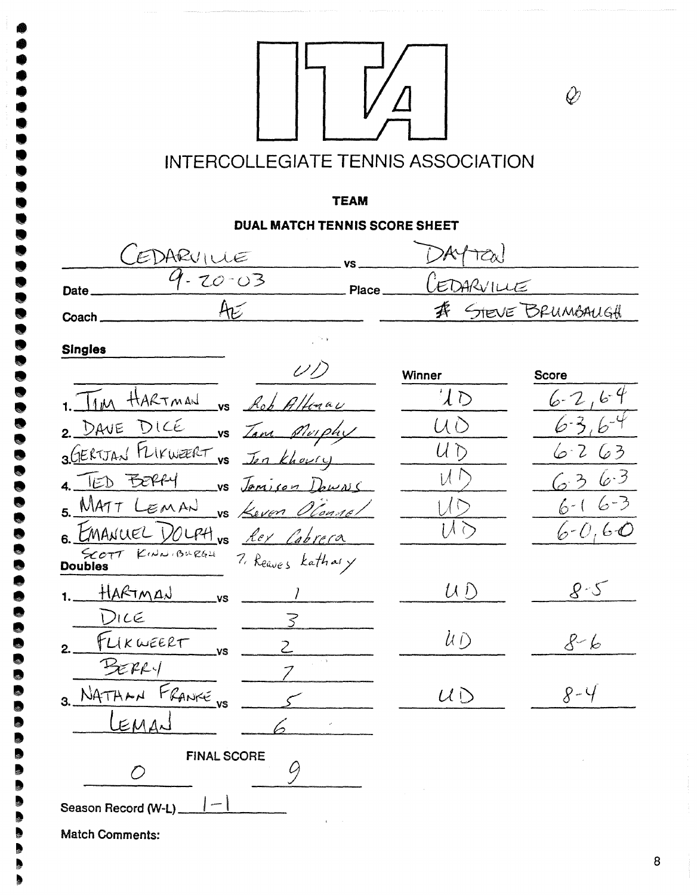# INTERCOLLEGIATE TENNIS ASSOCIATION

**TEAM**

**DUAL MATCH TENNIS SCORE SHEET**

CEDARVILLE vs DAYTON

Date 9-20-03 Place CEDARVILLE

Coach AE # STEVE BRUMBAUGH

**Singles**

| | UD | Winner | Score |
|---|---|---|---|
| 1. TIM HARTMAN | vs Rob Altenau | UD | 6-2, 6-4 |
| 2. DAVE DICE | vs Tom Murphy | UD | 6-3, 6-4 |
| 3. GERTJAN FLIKWEERT | vs Jon Khoury | UD | 6-2 6-3 |
| 4. TED BERRY | vs Jamison Downs | UD | 6-3 6-3 |
| 5. MATT LEMAN | vs Keven O'Connel | UD | 6-1 6-3 |
| 6. EMANUEL DOLPH | vs Rex Cabrera | UD | 6-0, 6-0 |
| SCOTT KINNIBURGH | 7. Reaves Kathary | | |

**Doubles**

| | | Winner | Score |
|---|---|---|---|
| 1. HARTMAN / DICE | vs 1 / 3 | UD | 8-5 |
| 2. FLIKWEERT / BERRY | vs 2 / 7 | UD | 8-6 |
| 3. NATHAN FRANKE / LEMAN | vs 5 / 6 | UD | 8-4 |

**FINAL SCORE**

0 9

Season Record (W-L) 1-1

Match Comments: